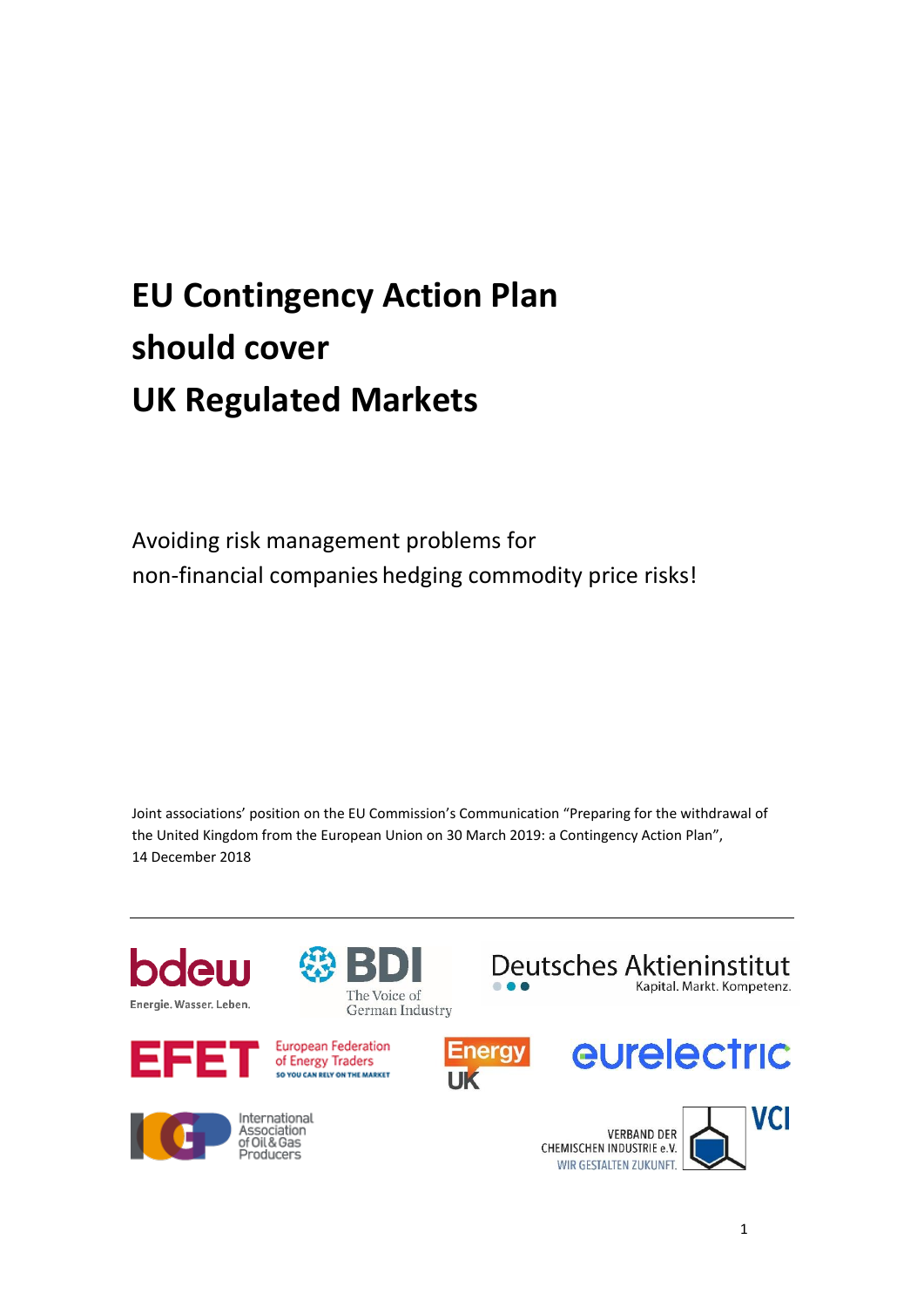# EU Contingency Action Plan should cover UK Regulated Markets

Avoiding risk management problems for non-financial companies hedging commodity price risks!

Joint associations' position on the EU Commission's Communication "Preparing for the withdrawal of the United Kingdom from the European Union on 30 March 2019: a Contingency Action Plan", 14 December 2018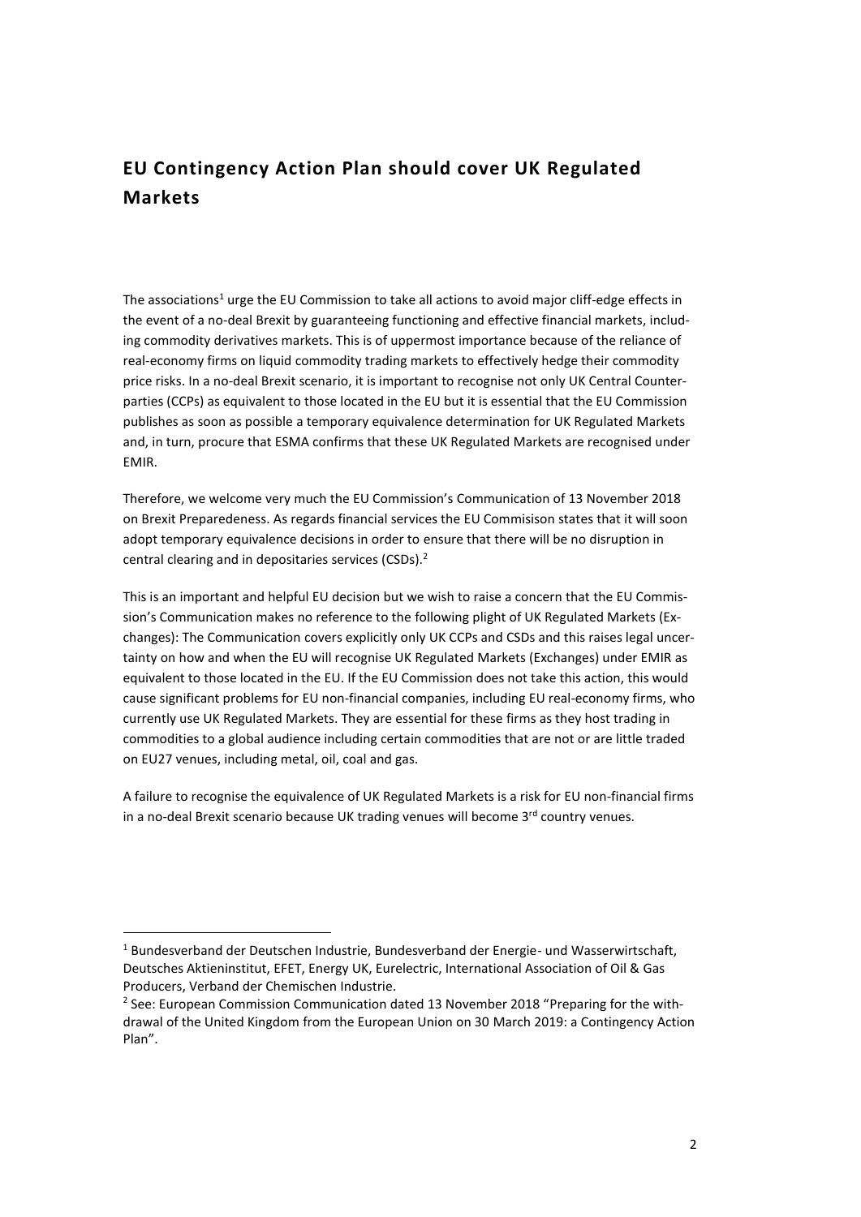# EU Contingency Action Plan should cover UK Regulated Markets

The associations[1] urge the EU Commission to take all actions to avoid major cliff-edge effects in the event of a no-deal Brexit by guaranteeing functioning and effective financial markets, including commodity derivatives markets. This is of uppermost importance because of the reliance of real-economy firms on liquid commodity trading markets to effectively hedge their commodity price risks. In a no-deal Brexit scenario, it is important to recognise not only UK Central Counterparties (CCPs) as equivalent to those located in the EU but it is essential that the EU Commission publishes as soon as possible a temporary equivalence determination for UK Regulated Markets and, in turn, procure that ESMA confirms that these UK Regulated Markets are recognised under EMIR.

Therefore, we welcome very much the EU Commission's Communication of 13 November 2018 on Brexit Preparedeness. As regards financial services the EU Commisison states that it will soon adopt temporary equivalence decisions in order to ensure that there will be no disruption in central clearing and in depositaries services (CSDs).[2]

This is an important and helpful EU decision but we wish to raise a concern that the EU Commission's Communication makes no reference to the following plight of UK Regulated Markets (Exchanges): The Communication covers explicitly only UK CCPs and CSDs and this raises legal uncertainty on how and when the EU will recognise UK Regulated Markets (Exchanges) under EMIR as equivalent to those located in the EU. If the EU Commission does not take this action, this would cause significant problems for EU non-financial companies, including EU real-economy firms, who currently use UK Regulated Markets. They are essential for these firms as they host trading in commodities to a global audience including certain commodities that are not or are little traded on EU27 venues, including metal, oil, coal and gas.

A failure to recognise the equivalence of UK Regulated Markets is a risk for EU non-financial firms in a no-deal Brexit scenario because UK trading venues will become 3rd country venues.

---

[1] Bundesverband der Deutschen Industrie, Bundesverband der Energie- und Wasserwirtschaft, Deutsches Aktieninstitut, EFET, Energy UK, Eurelectric, International Association of Oil & Gas Producers, Verband der Chemischen Industrie.

[2] See: European Commission Communication dated 13 November 2018 "Preparing for the withdrawal of the United Kingdom from the European Union on 30 March 2019: a Contingency Action Plan".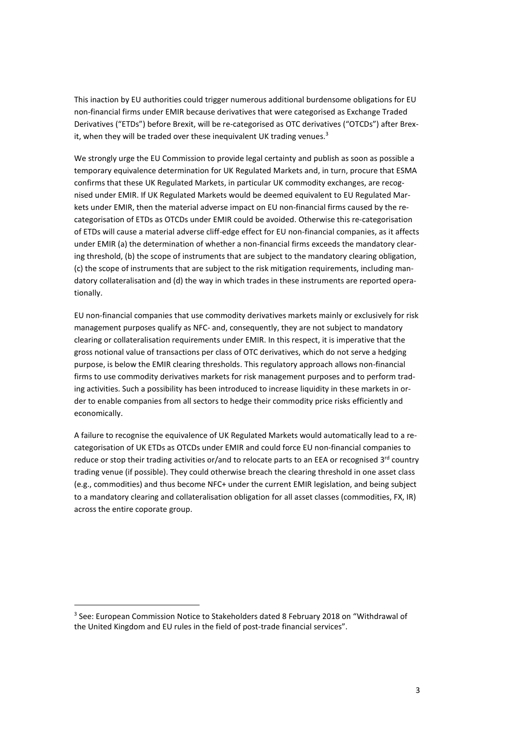This inaction by EU authorities could trigger numerous additional burdensome obligations for EU non-financial firms under EMIR because derivatives that were categorised as Exchange Traded Derivatives ("ETDs") before Brexit, will be re-categorised as OTC derivatives ("OTCDs") after Brexit, when they will be traded over these inequivalent UK trading venues.[3]

We strongly urge the EU Commission to provide legal certainty and publish as soon as possible a temporary equivalence determination for UK Regulated Markets and, in turn, procure that ESMA confirms that these UK Regulated Markets, in particular UK commodity exchanges, are recognised under EMIR. If UK Regulated Markets would be deemed equivalent to EU Regulated Markets under EMIR, then the material adverse impact on EU non-financial firms caused by the re-categorisation of ETDs as OTCDs under EMIR could be avoided. Otherwise this re-categorisation of ETDs will cause a material adverse cliff-edge effect for EU non-financial companies, as it affects under EMIR (a) the determination of whether a non-financial firms exceeds the mandatory clearing threshold, (b) the scope of instruments that are subject to the mandatory clearing obligation, (c) the scope of instruments that are subject to the risk mitigation requirements, including mandatory collateralisation and (d) the way in which trades in these instruments are reported operationally.

EU non-financial companies that use commodity derivatives markets mainly or exclusively for risk management purposes qualify as NFC- and, consequently, they are not subject to mandatory clearing or collateralisation requirements under EMIR. In this respect, it is imperative that the gross notional value of transactions per class of OTC derivatives, which do not serve a hedging purpose, is below the EMIR clearing thresholds. This regulatory approach allows non-financial firms to use commodity derivatives markets for risk management purposes and to perform trading activities. Such a possibility has been introduced to increase liquidity in these markets in order to enable companies from all sectors to hedge their commodity price risks efficiently and economically.

A failure to recognise the equivalence of UK Regulated Markets would automatically lead to a re-categorisation of UK ETDs as OTCDs under EMIR and could force EU non-financial companies to reduce or stop their trading activities or/and to relocate parts to an EEA or recognised 3rd country trading venue (if possible). They could otherwise breach the clearing threshold in one asset class (e.g., commodities) and thus become NFC+ under the current EMIR legislation, and being subject to a mandatory clearing and collateralisation obligation for all asset classes (commodities, FX, IR) across the entire coporate group.

[3] See: European Commission Notice to Stakeholders dated 8 February 2018 on "Withdrawal of the United Kingdom and EU rules in the field of post-trade financial services".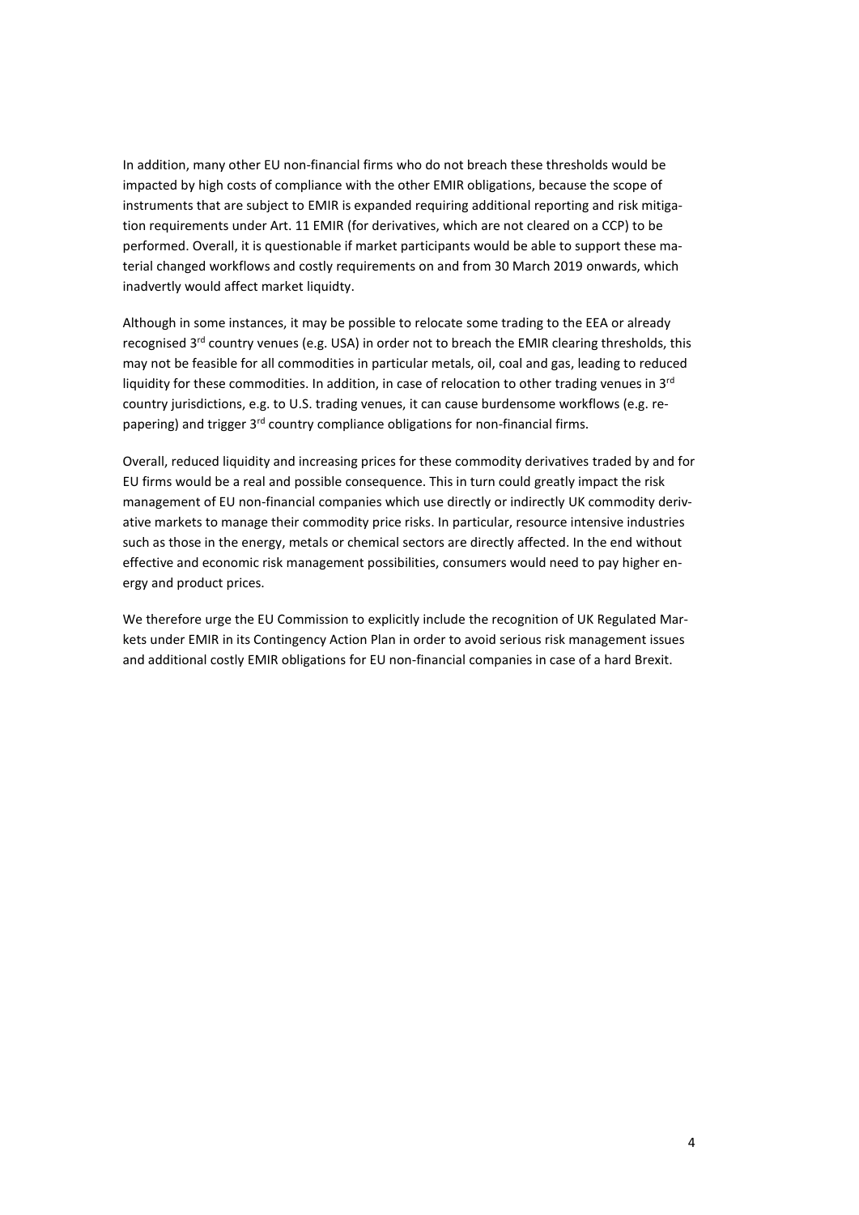In addition, many other EU non-financial firms who do not breach these thresholds would be impacted by high costs of compliance with the other EMIR obligations, because the scope of instruments that are subject to EMIR is expanded requiring additional reporting and risk mitigation requirements under Art. 11 EMIR (for derivatives, which are not cleared on a CCP) to be performed. Overall, it is questionable if market participants would be able to support these material changed workflows and costly requirements on and from 30 March 2019 onwards, which inadvertly would affect market liquidty.

Although in some instances, it may be possible to relocate some trading to the EEA or already recognised 3rd country venues (e.g. USA) in order not to breach the EMIR clearing thresholds, this may not be feasible for all commodities in particular metals, oil, coal and gas, leading to reduced liquidity for these commodities. In addition, in case of relocation to other trading venues in 3rd country jurisdictions, e.g. to U.S. trading venues, it can cause burdensome workflows (e.g. re-papering) and trigger 3rd country compliance obligations for non-financial firms.

Overall, reduced liquidity and increasing prices for these commodity derivatives traded by and for EU firms would be a real and possible consequence. This in turn could greatly impact the risk management of EU non-financial companies which use directly or indirectly UK commodity derivative markets to manage their commodity price risks. In particular, resource intensive industries such as those in the energy, metals or chemical sectors are directly affected. In the end without effective and economic risk management possibilities, consumers would need to pay higher energy and product prices.

We therefore urge the EU Commission to explicitly include the recognition of UK Regulated Markets under EMIR in its Contingency Action Plan in order to avoid serious risk management issues and additional costly EMIR obligations for EU non-financial companies in case of a hard Brexit.